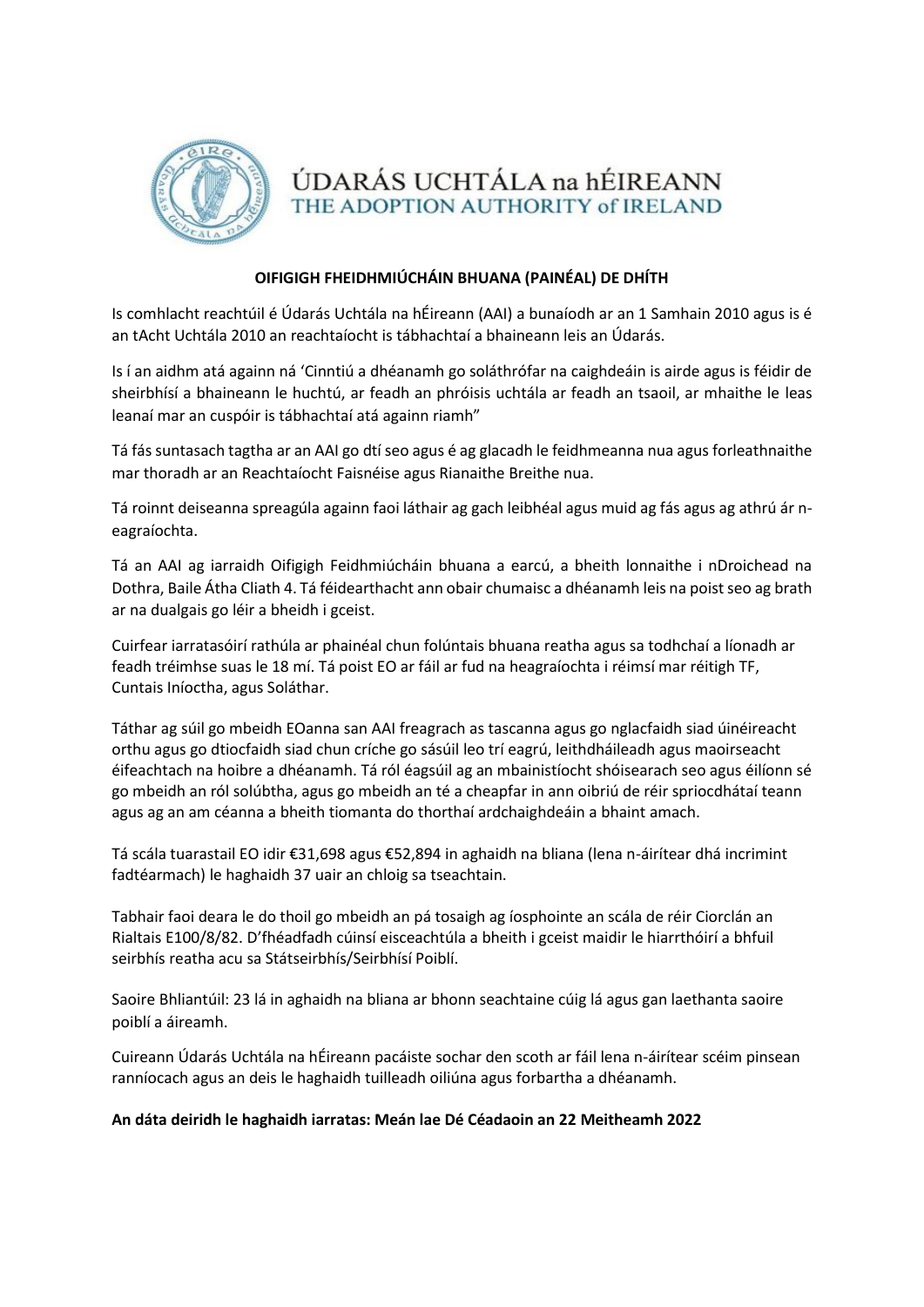ÚDARÁS UCHTÁLA na hÉIREANN
THE ADOPTION AUTHORITY of IRELAND

**OIFIGIGH FHEIDHMIÚCHÁIN BHUANA (PAINÉAL) DE DHÍTH**

Is comhlacht reachtúil é Údarás Uchtála na hÉireann (AAI) a bunaíodh ar an 1 Samhain 2010 agus is é an tAcht Uchtála 2010 an reachtaíocht is tábhachtaí a bhaineann leis an Údarás.

Is í an aidhm atá againn ná 'Cinntiú a dhéanamh go soláthrófar na caighdeáin is airde agus is féidir de sheirbhísí a bhaineann le huchtú, ar feadh an phróisis uchtála ar feadh an tsaoil, ar mhaithe le leas leanaí mar an cuspóir is tábhachtaí atá againn riamh"

Tá fás suntasach tagtha ar an AAI go dtí seo agus é ag glacadh le feidhmeanna nua agus forleathnaithe mar thoradh ar an Reachtaíocht Faisnéise agus Rianaithe Breithe nua.

Tá roinnt deiseanna spreagúla againn faoi láthair ag gach leibhéal agus muid ag fás agus ag athrú ár n-eagraíochta.

Tá an AAI ag iarraidh Oifigigh Feidhmiúcháin bhuana a earcú, a bheith lonnaithe i nDroichead na Dothra, Baile Átha Cliath 4. Tá féidearthacht ann obair chumaisc a dhéanamh leis na poist seo ag brath ar na dualgais go léir a bheidh i gceist.

Cuirfear iarratasóirí rathúla ar phainéal chun folúntais bhuana reatha agus sa todhchaí a líonadh ar feadh tréimhse suas le 18 mí. Tá poist EO ar fáil ar fud na heagraíochta i réimsí mar réitigh TF, Cuntais Iníoctha, agus Soláthar.

Táthar ag súil go mbeidh EOanna san AAI freagrach as tascanna agus go nglacfaidh siad úinéireacht orthu agus go dtiocfaidh siad chun críche go sásúil leo trí eagrú, leithdháileadh agus maoirseacht éifeachtach na hoibre a dhéanamh. Tá ról éagsúil ag an mbainistíocht shóisearach seo agus éilíonn sé go mbeidh an ról solúbtha, agus go mbeidh an té a cheapfar in ann oibriú de réir spriocdhátaí teann agus ag an am céanna a bheith tiomanta do thorthaí ardchaighdeáin a bhaint amach.

Tá scála tuarastail EO idir €31,698 agus €52,894 in aghaidh na bliana (lena n-áirítear dhá incrimint fadtéarmach) le haghaidh 37 uair an chloig sa tseachtain.

Tabhair faoi deara le do thoil go mbeidh an pá tosaigh ag íosphointe an scála de réir Ciorclán an Rialtais E100/8/82. D'fhéadfadh cúinsí eisceachtúla a bheith i gceist maidir le hiarrthóirí a bhfuil seirbhís reatha acu sa Státseirbhís/Seirbhísí Poiblí.

Saoire Bhliantúil: 23 lá in aghaidh na bliana ar bhonn seachtaine cúig lá agus gan laethanta saoire poiblí a áireamh.

Cuireann Údarás Uchtála na hÉireann pacáiste sochar den scoth ar fáil lena n-áirítear scéim pinsean ranníocach agus an deis le haghaidh tuilleadh oiliúna agus forbartha a dhéanamh.

**An dáta deiridh le haghaidh iarratas: Meán lae Dé Céadaoin an 22 Meitheamh 2022**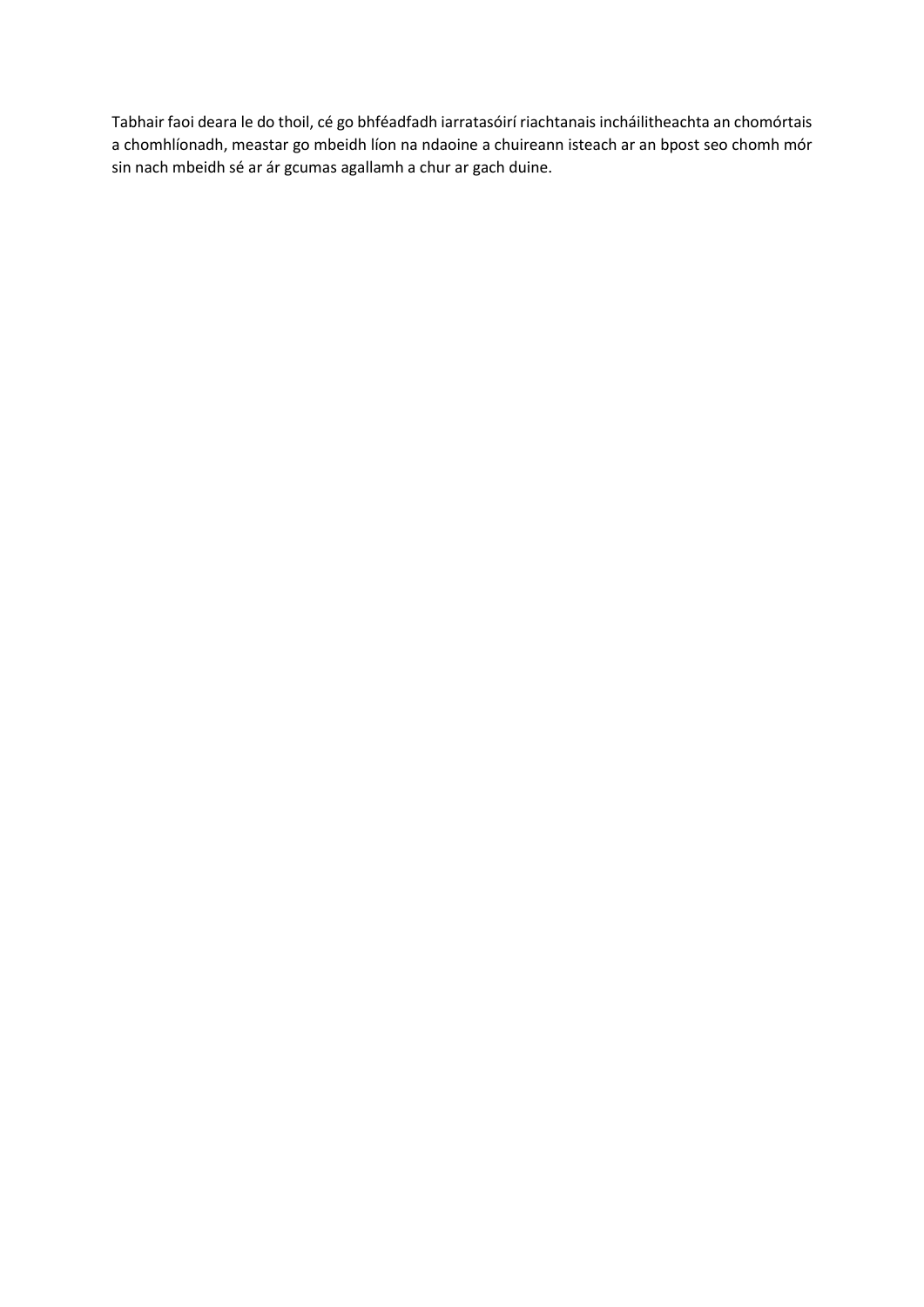Tabhair faoi deara le do thoil, cé go bhféadfadh iarratasóirí riachtanais incháilitheachta an chomórtais a chomhlíonadh, meastar go mbeidh líon na ndaoine a chuireann isteach ar an bpost seo chomh mór sin nach mbeidh sé ar ár gcumas agallamh a chur ar gach duine.